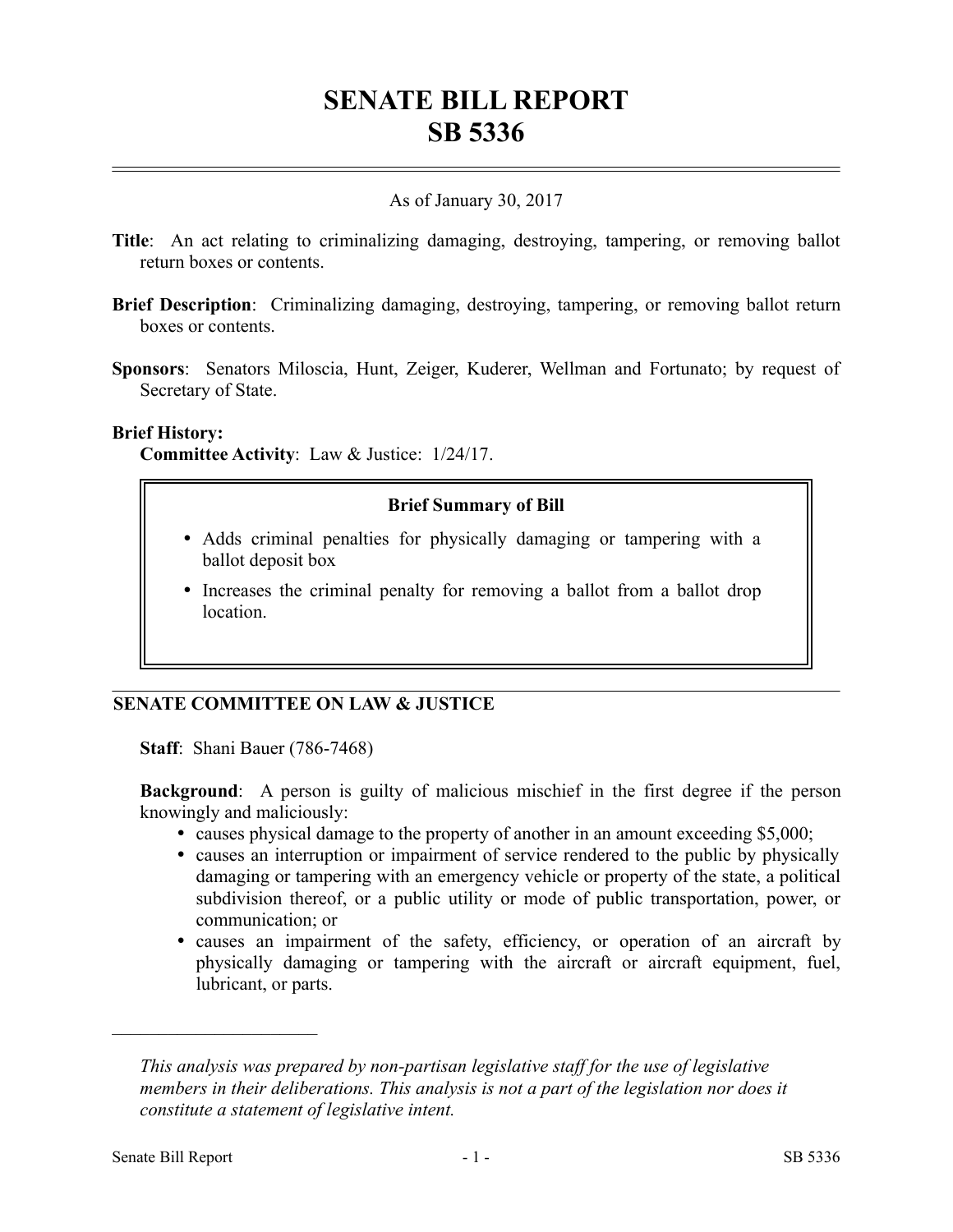# SENATE BILL REPORT
# SB 5336

As of January 30, 2017

**Title**: An act relating to criminalizing damaging, destroying, tampering, or removing ballot return boxes or contents.

**Brief Description**: Criminalizing damaging, destroying, tampering, or removing ballot return boxes or contents.

**Sponsors**: Senators Miloscia, Hunt, Zeiger, Kuderer, Wellman and Fortunato; by request of Secretary of State.

**Brief History:**

**Committee Activity**: Law & Justice: 1/24/17.

**Brief Summary of Bill**

- Adds criminal penalties for physically damaging or tampering with a ballot deposit box
- Increases the criminal penalty for removing a ballot from a ballot drop location.

## SENATE COMMITTEE ON LAW & JUSTICE

**Staff**: Shani Bauer (786-7468)

**Background**: A person is guilty of malicious mischief in the first degree if the person knowingly and maliciously:

- causes physical damage to the property of another in an amount exceeding $5,000;
- causes an interruption or impairment of service rendered to the public by physically damaging or tampering with an emergency vehicle or property of the state, a political subdivision thereof, or a public utility or mode of public transportation, power, or communication; or
- causes an impairment of the safety, efficiency, or operation of an aircraft by physically damaging or tampering with the aircraft or aircraft equipment, fuel, lubricant, or parts.

---

*This analysis was prepared by non-partisan legislative staff for the use of legislative members in their deliberations. This analysis is not a part of the legislation nor does it constitute a statement of legislative intent.*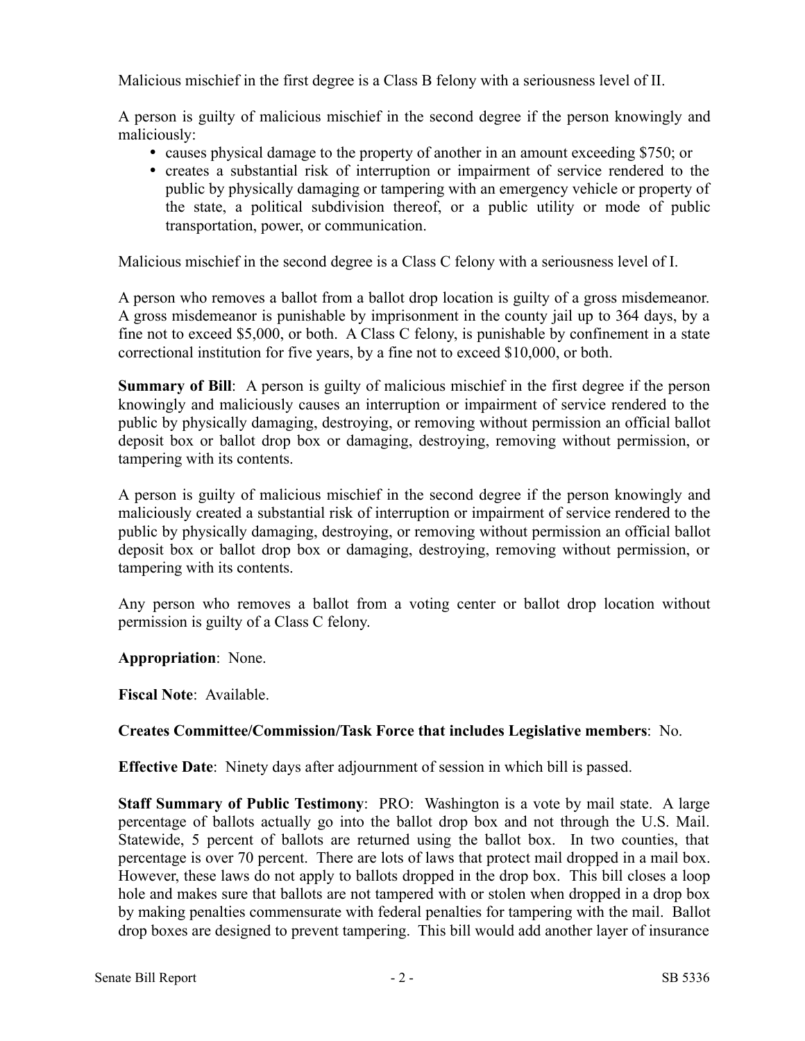Malicious mischief in the first degree is a Class B felony with a seriousness level of II.

A person is guilty of malicious mischief in the second degree if the person knowingly and maliciously:

- causes physical damage to the property of another in an amount exceeding $750; or
- creates a substantial risk of interruption or impairment of service rendered to the public by physically damaging or tampering with an emergency vehicle or property of the state, a political subdivision thereof, or a public utility or mode of public transportation, power, or communication.

Malicious mischief in the second degree is a Class C felony with a seriousness level of I.

A person who removes a ballot from a ballot drop location is guilty of a gross misdemeanor. A gross misdemeanor is punishable by imprisonment in the county jail up to 364 days, by a fine not to exceed $5,000, or both. A Class C felony, is punishable by confinement in a state correctional institution for five years, by a fine not to exceed $10,000, or both.

**Summary of Bill**: A person is guilty of malicious mischief in the first degree if the person knowingly and maliciously causes an interruption or impairment of service rendered to the public by physically damaging, destroying, or removing without permission an official ballot deposit box or ballot drop box or damaging, destroying, removing without permission, or tampering with its contents.

A person is guilty of malicious mischief in the second degree if the person knowingly and maliciously created a substantial risk of interruption or impairment of service rendered to the public by physically damaging, destroying, or removing without permission an official ballot deposit box or ballot drop box or damaging, destroying, removing without permission, or tampering with its contents.

Any person who removes a ballot from a voting center or ballot drop location without permission is guilty of a Class C felony.

**Appropriation**: None.

**Fiscal Note**: Available.

**Creates Committee/Commission/Task Force that includes Legislative members**: No.

**Effective Date**: Ninety days after adjournment of session in which bill is passed.

**Staff Summary of Public Testimony**: PRO: Washington is a vote by mail state. A large percentage of ballots actually go into the ballot drop box and not through the U.S. Mail. Statewide, 5 percent of ballots are returned using the ballot box. In two counties, that percentage is over 70 percent. There are lots of laws that protect mail dropped in a mail box. However, these laws do not apply to ballots dropped in the drop box. This bill closes a loop hole and makes sure that ballots are not tampered with or stolen when dropped in a drop box by making penalties commensurate with federal penalties for tampering with the mail. Ballot drop boxes are designed to prevent tampering. This bill would add another layer of insurance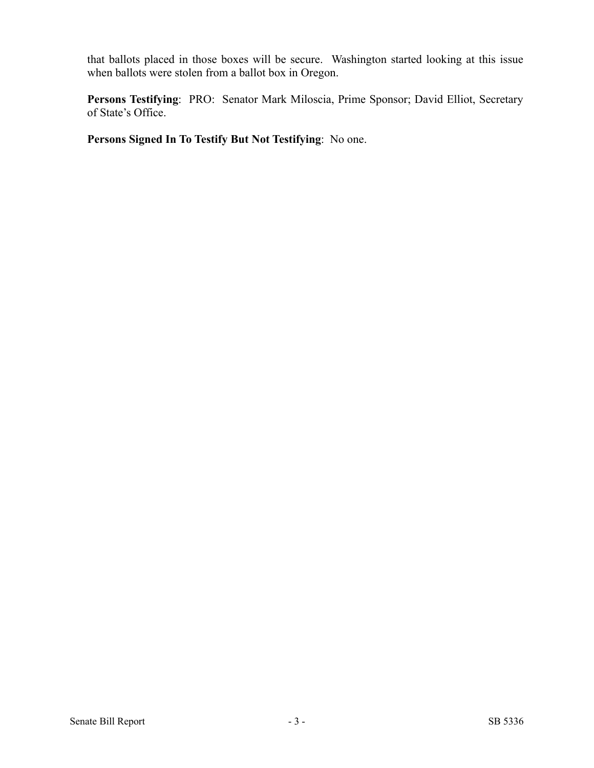that ballots placed in those boxes will be secure. Washington started looking at this issue when ballots were stolen from a ballot box in Oregon.

**Persons Testifying**: PRO: Senator Mark Miloscia, Prime Sponsor; David Elliot, Secretary of State's Office.

**Persons Signed In To Testify But Not Testifying**: No one.